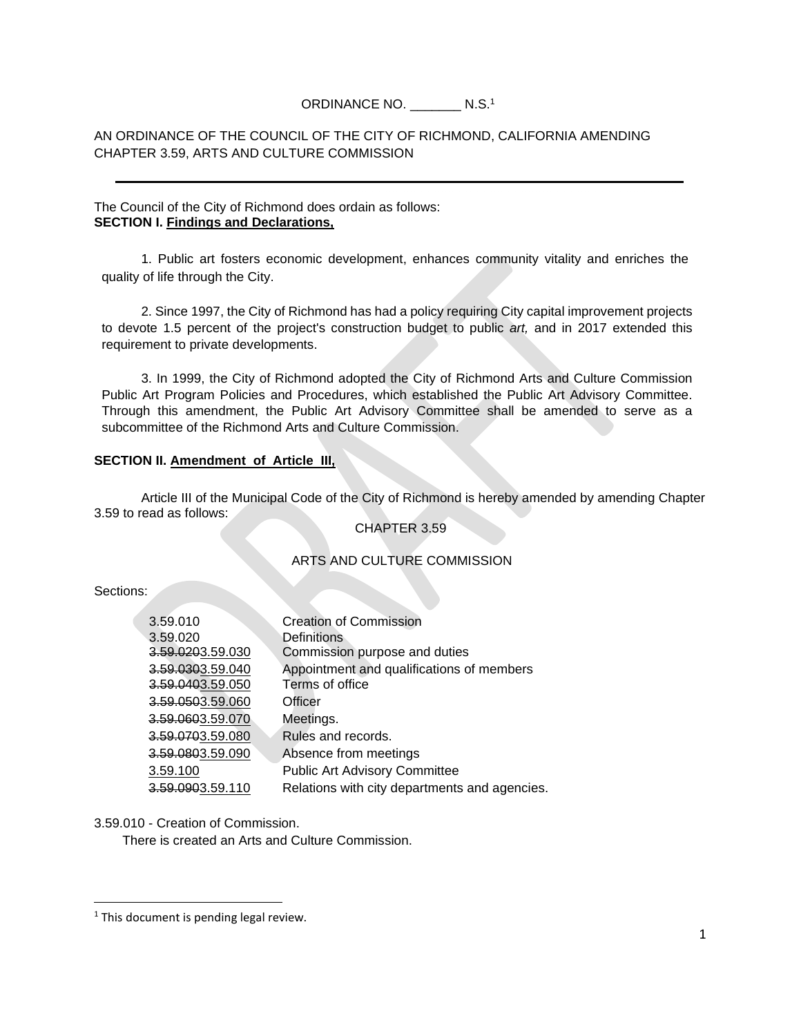ORDINANCE NO. _______ N.S.[1]

AN ORDINANCE OF THE COUNCIL OF THE CITY OF RICHMOND, CALIFORNIA AMENDING CHAPTER 3.59, ARTS AND CULTURE COMMISSION

---

The Council of the City of Richmond does ordain as follows:

**SECTION I. Findings and Declarations,**

1. Public art fosters economic development, enhances community vitality and enriches the quality of life through the City.

2. Since 1997, the City of Richmond has had a policy requiring City capital improvement projects to devote 1.5 percent of the project's construction budget to public *art,* and in 2017 extended this requirement to private developments.

3. In 1999, the City of Richmond adopted the City of Richmond Arts and Culture Commission Public Art Program Policies and Procedures, which established the Public Art Advisory Committee. Through this amendment, the Public Art Advisory Committee shall be amended to serve as a subcommittee of the Richmond Arts and Culture Commission.

**SECTION II. Amendment of Article III,**

Article III of the Municipal Code of the City of Richmond is hereby amended by amending Chapter 3.59 to read as follows:

CHAPTER 3.59

ARTS AND CULTURE COMMISSION

Sections:

| | |
|---|---|
| 3.59.010 | Creation of Commission |
| 3.59.020 | Definitions |
| ~~3.59.020~~3.59.030 | Commission purpose and duties |
| ~~3.59.030~~3.59.040 | Appointment and qualifications of members |
| ~~3.59.040~~3.59.050 | Terms of office |
| ~~3.59.050~~3.59.060 | Officer |
| ~~3.59.060~~3.59.070 | Meetings. |
| ~~3.59.070~~3.59.080 | Rules and records. |
| ~~3.59.080~~3.59.090 | Absence from meetings |
| 3.59.100 | Public Art Advisory Committee |
| ~~3.59.090~~3.59.110 | Relations with city departments and agencies. |

3.59.010 - Creation of Commission.

There is created an Arts and Culture Commission.

---

[1] This document is pending legal review.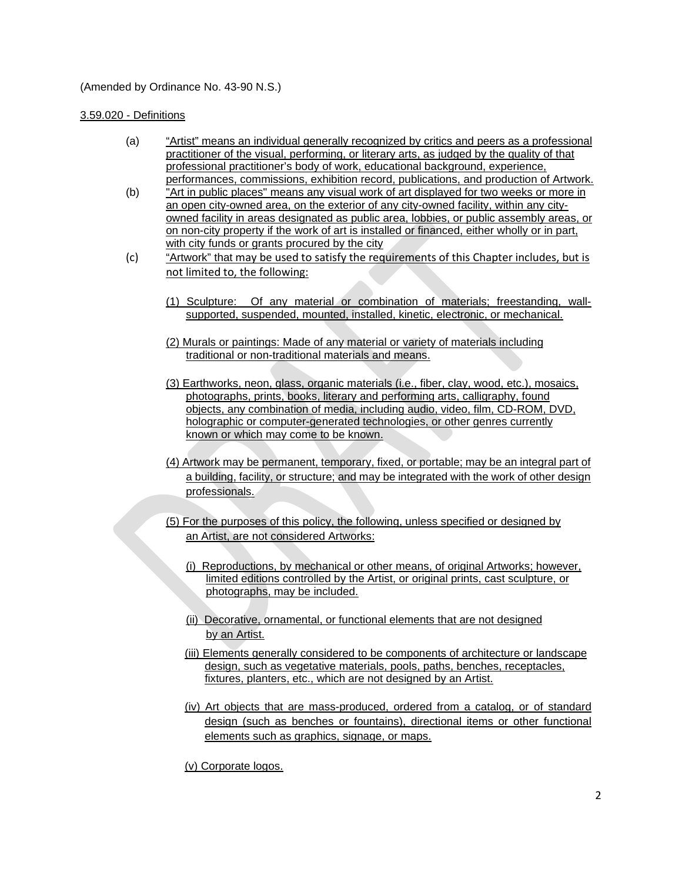(Amended by Ordinance No. 43-90 N.S.)

3.59.020 - Definitions

(a) "Artist" means an individual generally recognized by critics and peers as a professional practitioner of the visual, performing, or literary arts, as judged by the quality of that professional practitioner's body of work, educational background, experience, performances, commissions, exhibition record, publications, and production of Artwork.

(b) "Art in public places" means any visual work of art displayed for two weeks or more in an open city-owned area, on the exterior of any city-owned facility, within any city-owned facility in areas designated as public area, lobbies, or public assembly areas, or on non-city property if the work of art is installed or financed, either wholly or in part, with city funds or grants procured by the city

(c) "Artwork" that may be used to satisfy the requirements of this Chapter includes, but is not limited to, the following:

(1) Sculpture: Of any material or combination of materials; freestanding, wall-supported, suspended, mounted, installed, kinetic, electronic, or mechanical.

(2) Murals or paintings: Made of any material or variety of materials including traditional or non-traditional materials and means.

(3) Earthworks, neon, glass, organic materials (i.e., fiber, clay, wood, etc.), mosaics, photographs, prints, books, literary and performing arts, calligraphy, found objects, any combination of media, including audio, video, film, CD-ROM, DVD, holographic or computer-generated technologies, or other genres currently known or which may come to be known.

(4) Artwork may be permanent, temporary, fixed, or portable; may be an integral part of a building, facility, or structure; and may be integrated with the work of other design professionals.

(5) For the purposes of this policy, the following, unless specified or designed by an Artist, are not considered Artworks:

(i) Reproductions, by mechanical or other means, of original Artworks; however, limited editions controlled by the Artist, or original prints, cast sculpture, or photographs, may be included.

(ii) Decorative, ornamental, or functional elements that are not designed by an Artist.

(iii) Elements generally considered to be components of architecture or landscape design, such as vegetative materials, pools, paths, benches, receptacles, fixtures, planters, etc., which are not designed by an Artist.

(iv) Art objects that are mass-produced, ordered from a catalog, or of standard design (such as benches or fountains), directional items or other functional elements such as graphics, signage, or maps.

(v) Corporate logos.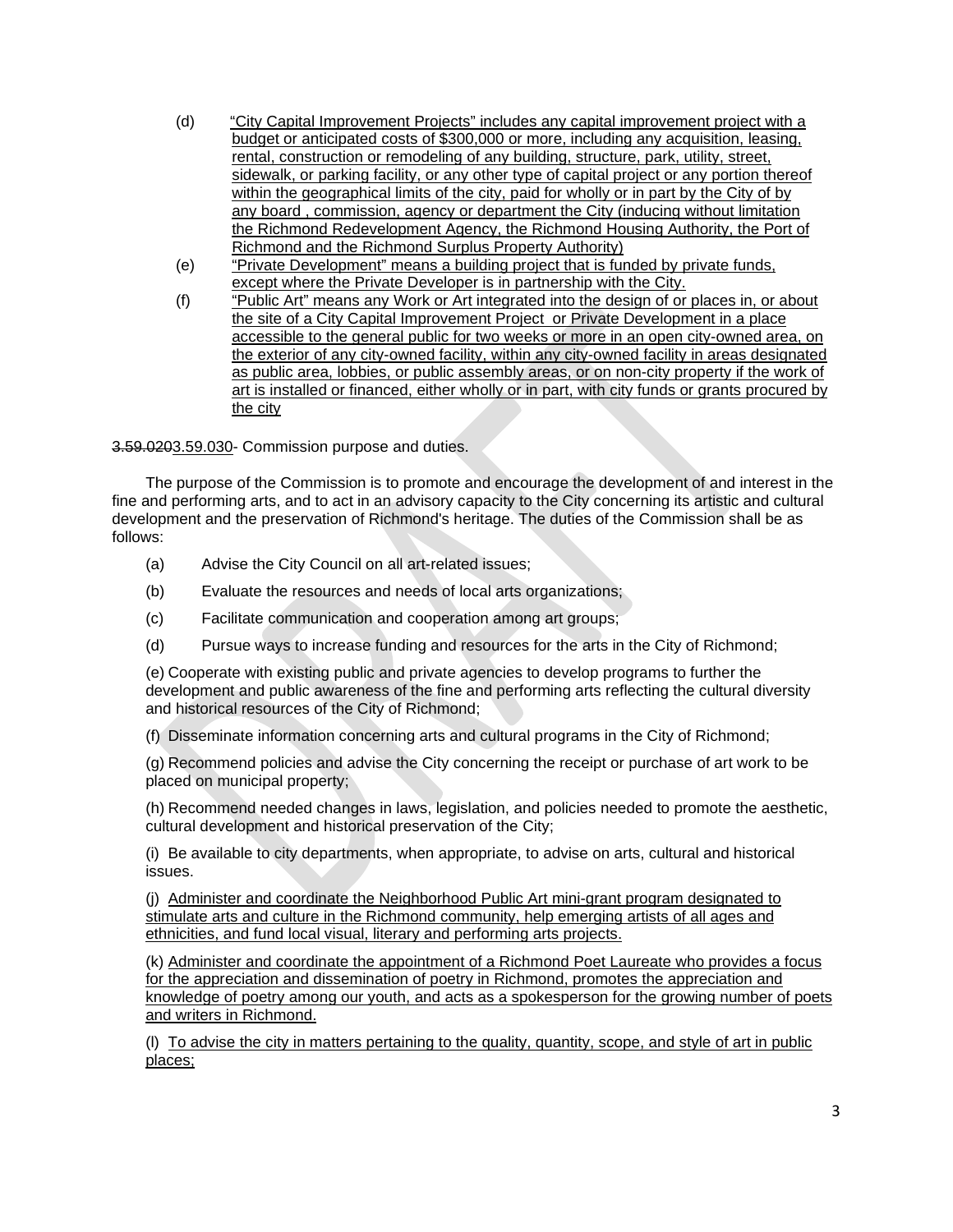(d) "City Capital Improvement Projects" includes any capital improvement project with a budget or anticipated costs of $300,000 or more, including any acquisition, leasing, rental, construction or remodeling of any building, structure, park, utility, street, sidewalk, or parking facility, or any other type of capital project or any portion thereof within the geographical limits of the city, paid for wholly or in part by the City of by any board , commission, agency or department the City (inducing without limitation the Richmond Redevelopment Agency, the Richmond Housing Authority, the Port of Richmond and the Richmond Surplus Property Authority)

(e) "Private Development" means a building project that is funded by private funds, except where the Private Developer is in partnership with the City.

(f) "Public Art" means any Work or Art integrated into the design of or places in, or about the site of a City Capital Improvement Project or Private Development in a place accessible to the general public for two weeks or more in an open city-owned area, on the exterior of any city-owned facility, within any city-owned facility in areas designated as public area, lobbies, or public assembly areas, or on non-city property if the work of art is installed or financed, either wholly or in part, with city funds or grants procured by the city

~~3.59.020~~3.59.030- Commission purpose and duties.

The purpose of the Commission is to promote and encourage the development of and interest in the fine and performing arts, and to act in an advisory capacity to the City concerning its artistic and cultural development and the preservation of Richmond's heritage. The duties of the Commission shall be as follows:

(a) Advise the City Council on all art-related issues;

(b) Evaluate the resources and needs of local arts organizations;

(c) Facilitate communication and cooperation among art groups;

(d) Pursue ways to increase funding and resources for the arts in the City of Richmond;

(e) Cooperate with existing public and private agencies to develop programs to further the development and public awareness of the fine and performing arts reflecting the cultural diversity and historical resources of the City of Richmond;

(f) Disseminate information concerning arts and cultural programs in the City of Richmond;

(g) Recommend policies and advise the City concerning the receipt or purchase of art work to be placed on municipal property;

(h) Recommend needed changes in laws, legislation, and policies needed to promote the aesthetic, cultural development and historical preservation of the City;

(i) Be available to city departments, when appropriate, to advise on arts, cultural and historical issues.

(j) Administer and coordinate the Neighborhood Public Art mini-grant program designated to stimulate arts and culture in the Richmond community, help emerging artists of all ages and ethnicities, and fund local visual, literary and performing arts projects.

(k) Administer and coordinate the appointment of a Richmond Poet Laureate who provides a focus for the appreciation and dissemination of poetry in Richmond, promotes the appreciation and knowledge of poetry among our youth, and acts as a spokesperson for the growing number of poets and writers in Richmond.

(l) To advise the city in matters pertaining to the quality, quantity, scope, and style of art in public places;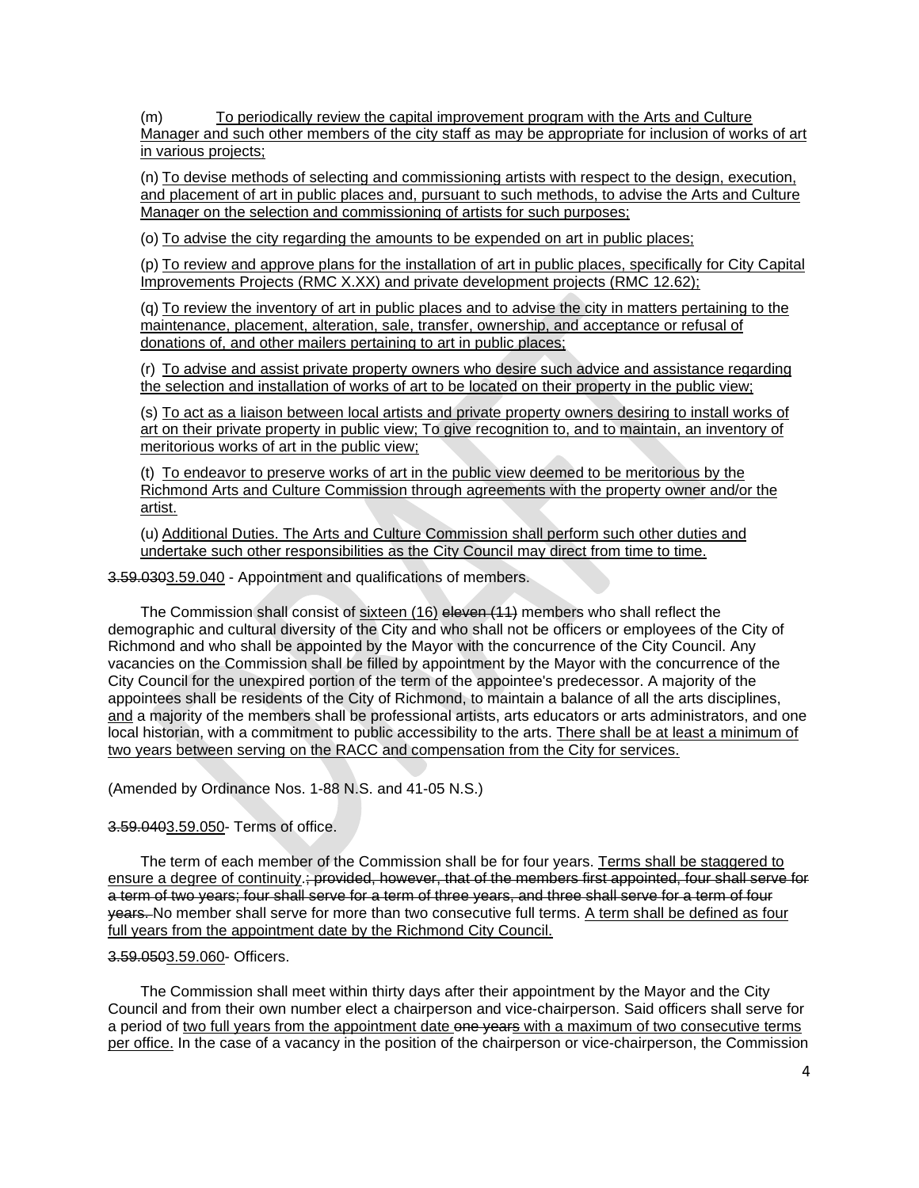(m) To periodically review the capital improvement program with the Arts and Culture Manager and such other members of the city staff as may be appropriate for inclusion of works of art in various projects;

(n) To devise methods of selecting and commissioning artists with respect to the design, execution, and placement of art in public places and, pursuant to such methods, to advise the Arts and Culture Manager on the selection and commissioning of artists for such purposes;

(o) To advise the city regarding the amounts to be expended on art in public places;

(p) To review and approve plans for the installation of art in public places, specifically for City Capital Improvements Projects (RMC X.XX) and private development projects (RMC 12.62);

(q) To review the inventory of art in public places and to advise the city in matters pertaining to the maintenance, placement, alteration, sale, transfer, ownership, and acceptance or refusal of donations of, and other mailers pertaining to art in public places;

(r) To advise and assist private property owners who desire such advice and assistance regarding the selection and installation of works of art to be located on their property in the public view;

(s) To act as a liaison between local artists and private property owners desiring to install works of art on their private property in public view; To give recognition to, and to maintain, an inventory of meritorious works of art in the public view;

(t) To endeavor to preserve works of art in the public view deemed to be meritorious by the Richmond Arts and Culture Commission through agreements with the property owner and/or the artist.

(u) Additional Duties. The Arts and Culture Commission shall perform such other duties and undertake such other responsibilities as the City Council may direct from time to time.

~~3.59.030~~3.59.040 - Appointment and qualifications of members.

The Commission shall consist of sixteen (16) ~~eleven (11)~~ members who shall reflect the demographic and cultural diversity of the City and who shall not be officers or employees of the City of Richmond and who shall be appointed by the Mayor with the concurrence of the City Council. Any vacancies on the Commission shall be filled by appointment by the Mayor with the concurrence of the City Council for the unexpired portion of the term of the appointee's predecessor. A majority of the appointees shall be residents of the City of Richmond, to maintain a balance of all the arts disciplines, and a majority of the members shall be professional artists, arts educators or arts administrators, and one local historian, with a commitment to public accessibility to the arts. There shall be at least a minimum of two years between serving on the RACC and compensation from the City for services.

(Amended by Ordinance Nos. 1-88 N.S. and 41-05 N.S.)

~~3.59.040~~3.59.050- Terms of office.

The term of each member of the Commission shall be for four years. Terms shall be staggered to ensure a degree of continuity.~~; provided, however, that of the members first appointed, four shall serve for a term of two years; four shall serve for a term of three years, and three shall serve for a term of four years.~~ No member shall serve for more than two consecutive full terms. A term shall be defined as four full years from the appointment date by the Richmond City Council.

~~3.59.050~~3.59.060- Officers.

The Commission shall meet within thirty days after their appointment by the Mayor and the City Council and from their own number elect a chairperson and vice-chairperson. Said officers shall serve for a period of two full years from the appointment date ~~one years~~ with a maximum of two consecutive terms per office. In the case of a vacancy in the position of the chairperson or vice-chairperson, the Commission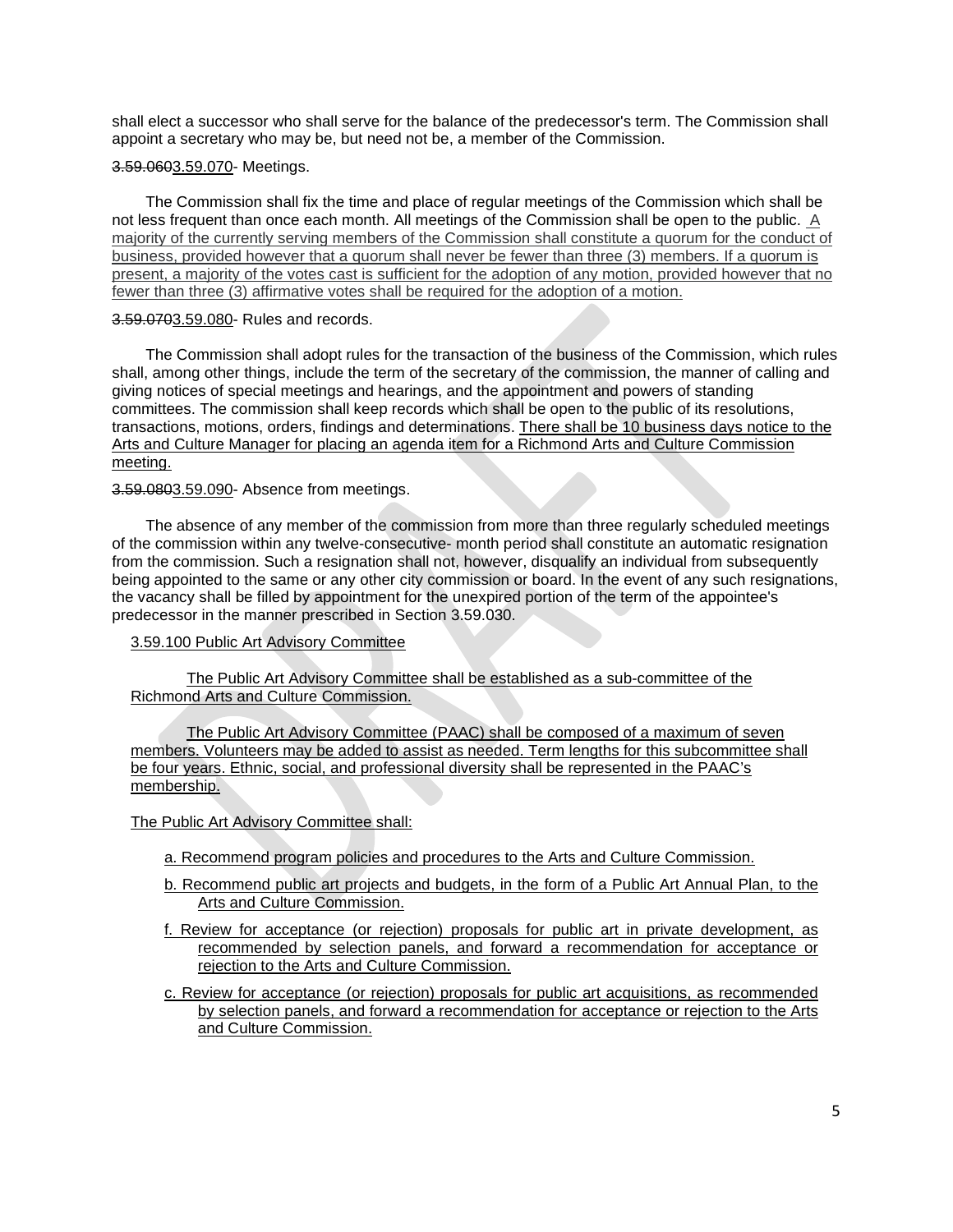shall elect a successor who shall serve for the balance of the predecessor's term. The Commission shall appoint a secretary who may be, but need not be, a member of the Commission.

~~3.59.060~~3.59.070- Meetings.

The Commission shall fix the time and place of regular meetings of the Commission which shall be not less frequent than once each month. All meetings of the Commission shall be open to the public. A majority of the currently serving members of the Commission shall constitute a quorum for the conduct of business, provided however that a quorum shall never be fewer than three (3) members. If a quorum is present, a majority of the votes cast is sufficient for the adoption of any motion, provided however that no fewer than three (3) affirmative votes shall be required for the adoption of a motion.

~~3.59.070~~3.59.080- Rules and records.

The Commission shall adopt rules for the transaction of the business of the Commission, which rules shall, among other things, include the term of the secretary of the commission, the manner of calling and giving notices of special meetings and hearings, and the appointment and powers of standing committees. The commission shall keep records which shall be open to the public of its resolutions, transactions, motions, orders, findings and determinations. There shall be 10 business days notice to the Arts and Culture Manager for placing an agenda item for a Richmond Arts and Culture Commission meeting.

~~3.59.080~~3.59.090- Absence from meetings.

The absence of any member of the commission from more than three regularly scheduled meetings of the commission within any twelve-consecutive- month period shall constitute an automatic resignation from the commission. Such a resignation shall not, however, disqualify an individual from subsequently being appointed to the same or any other city commission or board. In the event of any such resignations, the vacancy shall be filled by appointment for the unexpired portion of the term of the appointee's predecessor in the manner prescribed in Section 3.59.030.

3.59.100 Public Art Advisory Committee

The Public Art Advisory Committee shall be established as a sub-committee of the Richmond Arts and Culture Commission.

The Public Art Advisory Committee (PAAC) shall be composed of a maximum of seven members. Volunteers may be added to assist as needed. Term lengths for this subcommittee shall be four years. Ethnic, social, and professional diversity shall be represented in the PAAC's membership.

The Public Art Advisory Committee shall:

a. Recommend program policies and procedures to the Arts and Culture Commission.

b. Recommend public art projects and budgets, in the form of a Public Art Annual Plan, to the Arts and Culture Commission.

f. Review for acceptance (or rejection) proposals for public art in private development, as recommended by selection panels, and forward a recommendation for acceptance or rejection to the Arts and Culture Commission.

c. Review for acceptance (or rejection) proposals for public art acquisitions, as recommended by selection panels, and forward a recommendation for acceptance or rejection to the Arts and Culture Commission.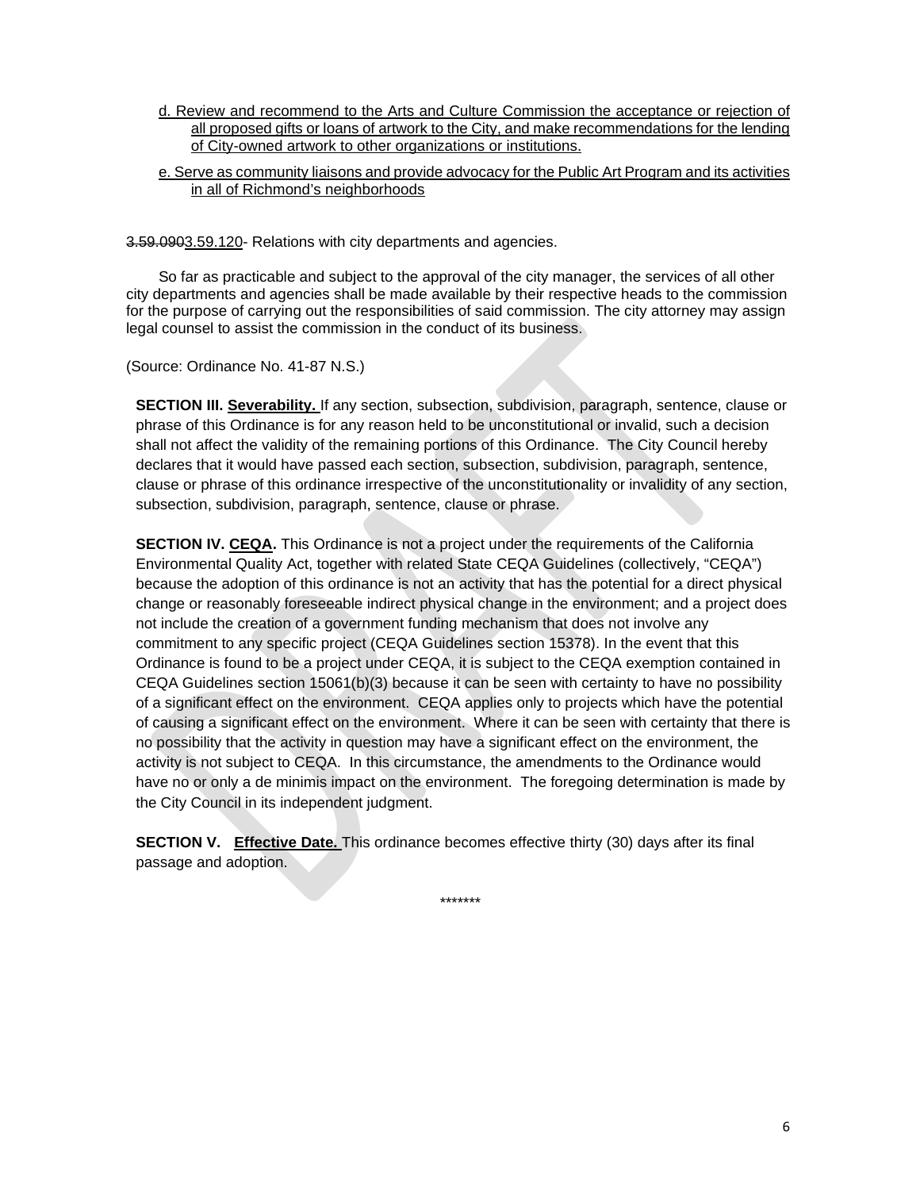d. Review and recommend to the Arts and Culture Commission the acceptance or rejection of all proposed gifts or loans of artwork to the City, and make recommendations for the lending of City-owned artwork to other organizations or institutions.

e. Serve as community liaisons and provide advocacy for the Public Art Program and its activities in all of Richmond's neighborhoods

~~3.59.090~~3.59.120- Relations with city departments and agencies.

So far as practicable and subject to the approval of the city manager, the services of all other city departments and agencies shall be made available by their respective heads to the commission for the purpose of carrying out the responsibilities of said commission. The city attorney may assign legal counsel to assist the commission in the conduct of its business.

(Source: Ordinance No. 41-87 N.S.)

**SECTION III. Severability.** If any section, subsection, subdivision, paragraph, sentence, clause or phrase of this Ordinance is for any reason held to be unconstitutional or invalid, such a decision shall not affect the validity of the remaining portions of this Ordinance. The City Council hereby declares that it would have passed each section, subsection, subdivision, paragraph, sentence, clause or phrase of this ordinance irrespective of the unconstitutionality or invalidity of any section, subsection, subdivision, paragraph, sentence, clause or phrase.

**SECTION IV. CEQA.** This Ordinance is not a project under the requirements of the California Environmental Quality Act, together with related State CEQA Guidelines (collectively, "CEQA") because the adoption of this ordinance is not an activity that has the potential for a direct physical change or reasonably foreseeable indirect physical change in the environment; and a project does not include the creation of a government funding mechanism that does not involve any commitment to any specific project (CEQA Guidelines section 15378). In the event that this Ordinance is found to be a project under CEQA, it is subject to the CEQA exemption contained in CEQA Guidelines section 15061(b)(3) because it can be seen with certainty to have no possibility of a significant effect on the environment. CEQA applies only to projects which have the potential of causing a significant effect on the environment. Where it can be seen with certainty that there is no possibility that the activity in question may have a significant effect on the environment, the activity is not subject to CEQA. In this circumstance, the amendments to the Ordinance would have no or only a de minimis impact on the environment. The foregoing determination is made by the City Council in its independent judgment.

**SECTION V. Effective Date.** This ordinance becomes effective thirty (30) days after its final passage and adoption.

*******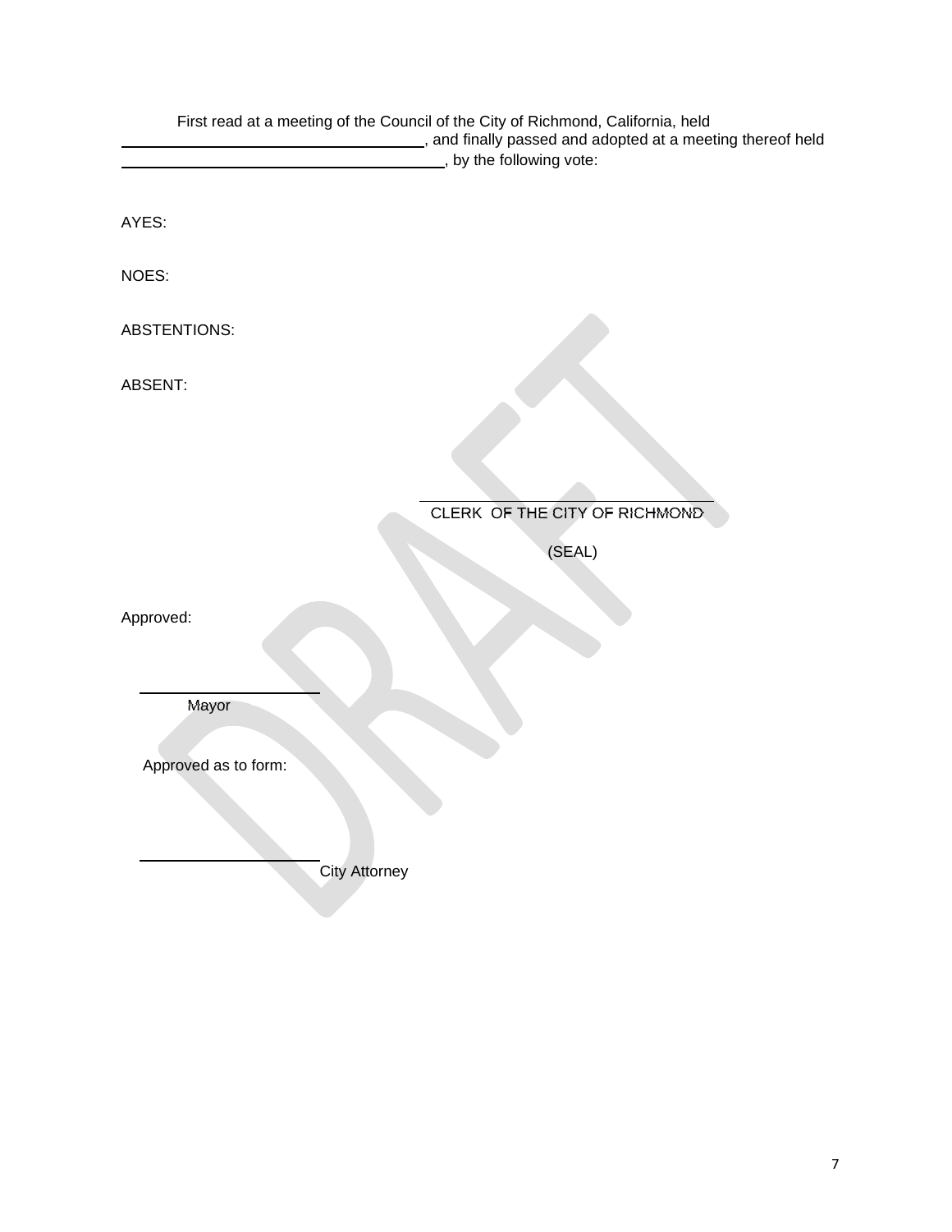First read at a meeting of the Council of the City of Richmond, California, held \_\_\_\_\_\_\_\_\_\_\_\_\_\_\_\_\_\_\_\_\_\_\_\_\_\_\_\_\_\_\_\_\_\_\_\_, and finally passed and adopted at a meeting thereof held \_\_\_\_\_\_\_\_\_\_\_\_\_\_\_\_\_\_\_\_\_\_\_\_\_\_\_\_\_\_\_\_\_\_\_\_\_\_, by the following vote:

AYES:

NOES:

ABSTENTIONS:

ABSENT:

\_\_\_\_\_\_\_\_\_\_\_\_\_\_\_\_\_\_\_\_\_\_\_\_\_\_\_\_\_\_\_\_\_\_\_\_

CLERK OF THE CITY OF RICHMOND

(SEAL)

Approved:

\_\_\_\_\_\_\_\_\_\_\_\_\_\_\_\_\_\_\_\_\_\_

Mayor

Approved as to form:

\_\_\_\_\_\_\_\_\_\_\_\_\_\_\_\_\_\_\_\_\_\_

City Attorney

DRAFT